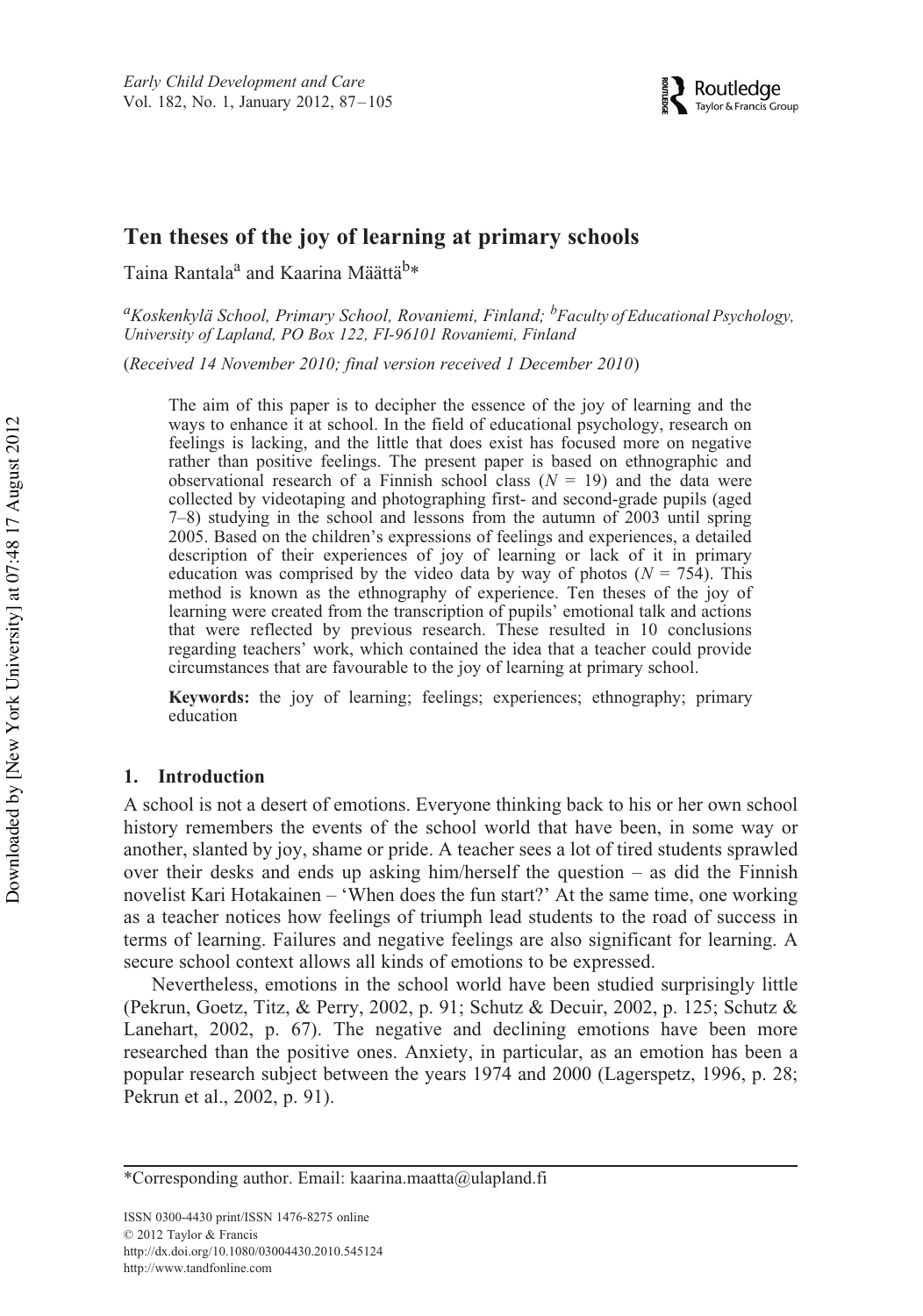# Ten theses of the joy of learning at primary schools

Taina Rantala[a] and Kaarina Määttä[b]*

[a]*Koskenkylä School, Primary School, Rovaniemi, Finland;* [b]*Faculty of Educational Psychology, University of Lapland, PO Box 122, FI-96101 Rovaniemi, Finland*

(*Received 14 November 2010; final version received 1 December 2010*)

The aim of this paper is to decipher the essence of the joy of learning and the ways to enhance it at school. In the field of educational psychology, research on feelings is lacking, and the little that does exist has focused more on negative rather than positive feelings. The present paper is based on ethnographic and observational research of a Finnish school class ($N = 19$) and the data were collected by videotaping and photographing first- and second-grade pupils (aged 7–8) studying in the school and lessons from the autumn of 2003 until spring 2005. Based on the children's expressions of feelings and experiences, a detailed description of their experiences of joy of learning or lack of it in primary education was comprised by the video data by way of photos ($N = 754$). This method is known as the ethnography of experience. Ten theses of the joy of learning were created from the transcription of pupils' emotional talk and actions that were reflected by previous research. These resulted in 10 conclusions regarding teachers' work, which contained the idea that a teacher could provide circumstances that are favourable to the joy of learning at primary school.

**Keywords:** the joy of learning; feelings; experiences; ethnography; primary education

## 1. Introduction

A school is not a desert of emotions. Everyone thinking back to his or her own school history remembers the events of the school world that have been, in some way or another, slanted by joy, shame or pride. A teacher sees a lot of tired students sprawled over their desks and ends up asking him/herself the question – as did the Finnish novelist Kari Hotakainen – 'When does the fun start?' At the same time, one working as a teacher notices how feelings of triumph lead students to the road of success in terms of learning. Failures and negative feelings are also significant for learning. A secure school context allows all kinds of emotions to be expressed.

Nevertheless, emotions in the school world have been studied surprisingly little (Pekrun, Goetz, Titz, & Perry, 2002, p. 91; Schutz & Decuir, 2002, p. 125; Schutz & Lanehart, 2002, p. 67). The negative and declining emotions have been more researched than the positive ones. Anxiety, in particular, as an emotion has been a popular research subject between the years 1974 and 2000 (Lagerspetz, 1996, p. 28; Pekrun et al., 2002, p. 91).

*Corresponding author. Email: kaarina.maatta@ulapland.fi

ISSN 0300-4430 print/ISSN 1476-8275 online
© 2012 Taylor & Francis
http://dx.doi.org/10.1080/03004430.2010.545124
http://www.tandfonline.com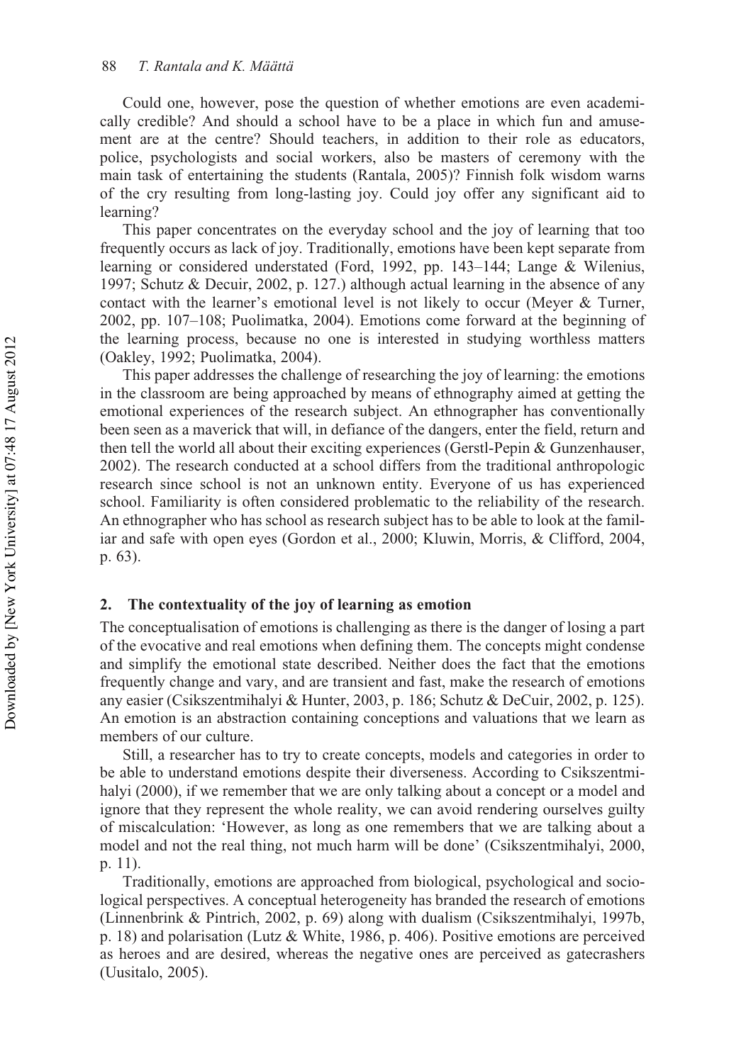Could one, however, pose the question of whether emotions are even academically credible? And should a school have to be a place in which fun and amusement are at the centre? Should teachers, in addition to their role as educators, police, psychologists and social workers, also be masters of ceremony with the main task of entertaining the students (Rantala, 2005)? Finnish folk wisdom warns of the cry resulting from long-lasting joy. Could joy offer any significant aid to learning?

This paper concentrates on the everyday school and the joy of learning that too frequently occurs as lack of joy. Traditionally, emotions have been kept separate from learning or considered understated (Ford, 1992, pp. 143–144; Lange & Wilenius, 1997; Schutz & Decuir, 2002, p. 127.) although actual learning in the absence of any contact with the learner's emotional level is not likely to occur (Meyer & Turner, 2002, pp. 107–108; Puolimatka, 2004). Emotions come forward at the beginning of the learning process, because no one is interested in studying worthless matters (Oakley, 1992; Puolimatka, 2004).

This paper addresses the challenge of researching the joy of learning: the emotions in the classroom are being approached by means of ethnography aimed at getting the emotional experiences of the research subject. An ethnographer has conventionally been seen as a maverick that will, in defiance of the dangers, enter the field, return and then tell the world all about their exciting experiences (Gerstl-Pepin & Gunzenhauser, 2002). The research conducted at a school differs from the traditional anthropologic research since school is not an unknown entity. Everyone of us has experienced school. Familiarity is often considered problematic to the reliability of the research. An ethnographer who has school as research subject has to be able to look at the familiar and safe with open eyes (Gordon et al., 2000; Kluwin, Morris, & Clifford, 2004, p. 63).

## 2. The contextuality of the joy of learning as emotion

The conceptualisation of emotions is challenging as there is the danger of losing a part of the evocative and real emotions when defining them. The concepts might condense and simplify the emotional state described. Neither does the fact that the emotions frequently change and vary, and are transient and fast, make the research of emotions any easier (Csikszentmihalyi & Hunter, 2003, p. 186; Schutz & DeCuir, 2002, p. 125). An emotion is an abstraction containing conceptions and valuations that we learn as members of our culture.

Still, a researcher has to try to create concepts, models and categories in order to be able to understand emotions despite their diverseness. According to Csikszentmihalyi (2000), if we remember that we are only talking about a concept or a model and ignore that they represent the whole reality, we can avoid rendering ourselves guilty of miscalculation: 'However, as long as one remembers that we are talking about a model and not the real thing, not much harm will be done' (Csikszentmihalyi, 2000, p. 11).

Traditionally, emotions are approached from biological, psychological and sociological perspectives. A conceptual heterogeneity has branded the research of emotions (Linnenbrink & Pintrich, 2002, p. 69) along with dualism (Csikszentmihalyi, 1997b, p. 18) and polarisation (Lutz & White, 1986, p. 406). Positive emotions are perceived as heroes and are desired, whereas the negative ones are perceived as gatecrashers (Uusitalo, 2005).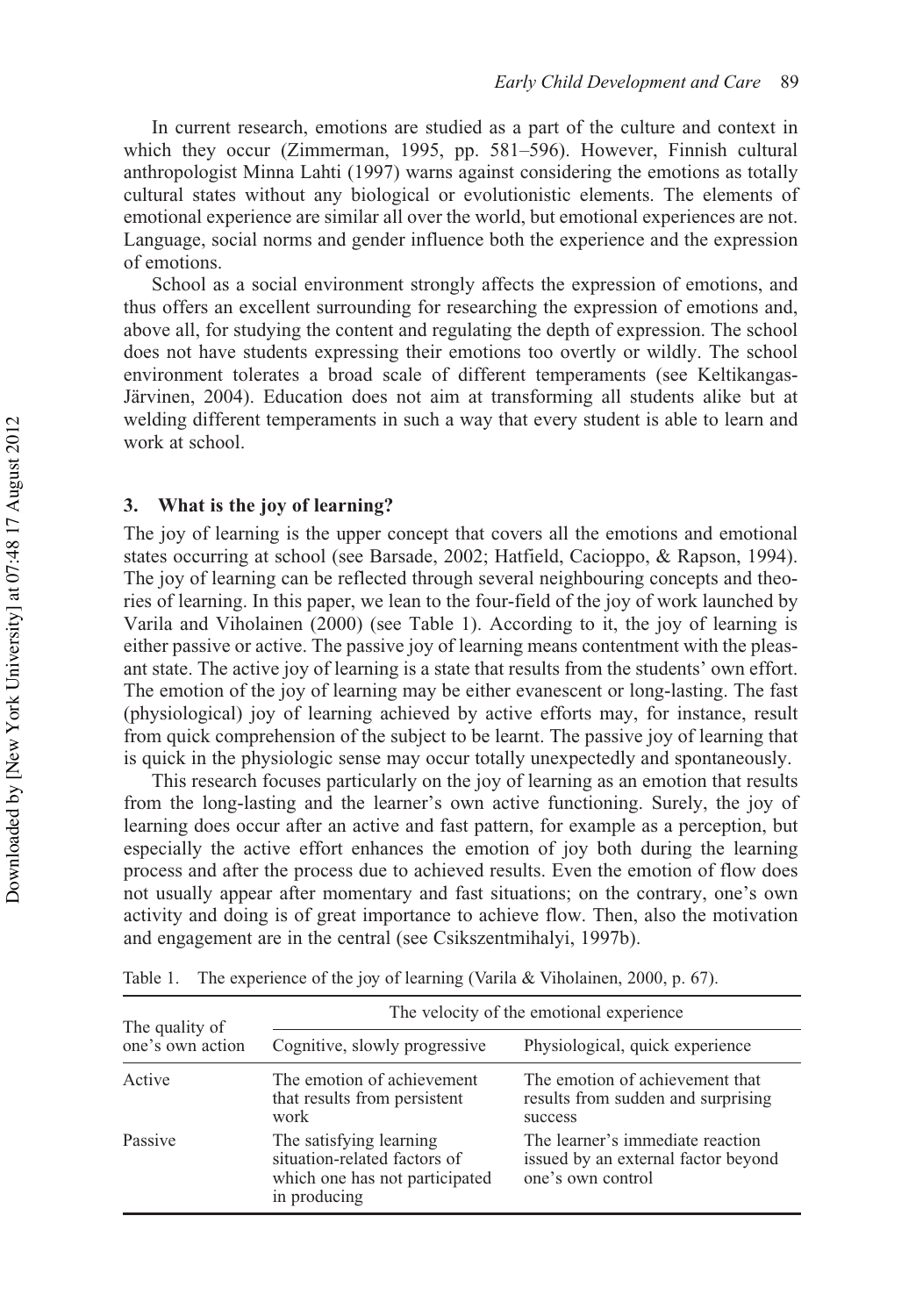In current research, emotions are studied as a part of the culture and context in which they occur (Zimmerman, 1995, pp. 581–596). However, Finnish cultural anthropologist Minna Lahti (1997) warns against considering the emotions as totally cultural states without any biological or evolutionistic elements. The elements of emotional experience are similar all over the world, but emotional experiences are not. Language, social norms and gender influence both the experience and the expression of emotions.

School as a social environment strongly affects the expression of emotions, and thus offers an excellent surrounding for researching the expression of emotions and, above all, for studying the content and regulating the depth of expression. The school does not have students expressing their emotions too overtly or wildly. The school environment tolerates a broad scale of different temperaments (see Keltikangas-Järvinen, 2004). Education does not aim at transforming all students alike but at welding different temperaments in such a way that every student is able to learn and work at school.

## 3. What is the joy of learning?

The joy of learning is the upper concept that covers all the emotions and emotional states occurring at school (see Barsade, 2002; Hatfield, Cacioppo, & Rapson, 1994). The joy of learning can be reflected through several neighbouring concepts and theories of learning. In this paper, we lean to the four-field of the joy of work launched by Varila and Viholainen (2000) (see Table 1). According to it, the joy of learning is either passive or active. The passive joy of learning means contentment with the pleasant state. The active joy of learning is a state that results from the students' own effort. The emotion of the joy of learning may be either evanescent or long-lasting. The fast (physiological) joy of learning achieved by active efforts may, for instance, result from quick comprehension of the subject to be learnt. The passive joy of learning that is quick in the physiologic sense may occur totally unexpectedly and spontaneously.

This research focuses particularly on the joy of learning as an emotion that results from the long-lasting and the learner's own active functioning. Surely, the joy of learning does occur after an active and fast pattern, for example as a perception, but especially the active effort enhances the emotion of joy both during the learning process and after the process due to achieved results. Even the emotion of flow does not usually appear after momentary and fast situations; on the contrary, one's own activity and doing is of great importance to achieve flow. Then, also the motivation and engagement are in the central (see Csikszentmihalyi, 1997b).

Table 1. The experience of the joy of learning (Varila & Viholainen, 2000, p. 67).

| The quality of one's own action | The velocity of the emotional experience | |
|---|---|---|
| | Cognitive, slowly progressive | Physiological, quick experience |
| Active | The emotion of achievement that results from persistent work | The emotion of achievement that results from sudden and surprising success |
| Passive | The satisfying learning situation-related factors of which one has not participated in producing | The learner's immediate reaction issued by an external factor beyond one's own control |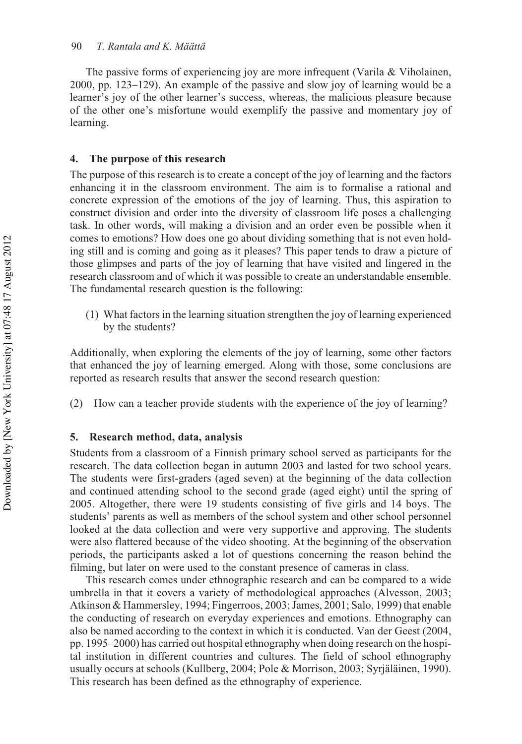The passive forms of experiencing joy are more infrequent (Varila & Viholainen, 2000, pp. 123–129). An example of the passive and slow joy of learning would be a learner's joy of the other learner's success, whereas, the malicious pleasure because of the other one's misfortune would exemplify the passive and momentary joy of learning.

## 4. The purpose of this research

The purpose of this research is to create a concept of the joy of learning and the factors enhancing it in the classroom environment. The aim is to formalise a rational and concrete expression of the emotions of the joy of learning. Thus, this aspiration to construct division and order into the diversity of classroom life poses a challenging task. In other words, will making a division and an order even be possible when it comes to emotions? How does one go about dividing something that is not even holding still and is coming and going as it pleases? This paper tends to draw a picture of those glimpses and parts of the joy of learning that have visited and lingered in the research classroom and of which it was possible to create an understandable ensemble. The fundamental research question is the following:

(1) What factors in the learning situation strengthen the joy of learning experienced by the students?

Additionally, when exploring the elements of the joy of learning, some other factors that enhanced the joy of learning emerged. Along with those, some conclusions are reported as research results that answer the second research question:

(2) How can a teacher provide students with the experience of the joy of learning?

## 5. Research method, data, analysis

Students from a classroom of a Finnish primary school served as participants for the research. The data collection began in autumn 2003 and lasted for two school years. The students were first-graders (aged seven) at the beginning of the data collection and continued attending school to the second grade (aged eight) until the spring of 2005. Altogether, there were 19 students consisting of five girls and 14 boys. The students' parents as well as members of the school system and other school personnel looked at the data collection and were very supportive and approving. The students were also flattered because of the video shooting. At the beginning of the observation periods, the participants asked a lot of questions concerning the reason behind the filming, but later on were used to the constant presence of cameras in class.

This research comes under ethnographic research and can be compared to a wide umbrella in that it covers a variety of methodological approaches (Alvesson, 2003; Atkinson & Hammersley, 1994; Fingerroos, 2003; James, 2001; Salo, 1999) that enable the conducting of research on everyday experiences and emotions. Ethnography can also be named according to the context in which it is conducted. Van der Geest (2004, pp. 1995–2000) has carried out hospital ethnography when doing research on the hospital institution in different countries and cultures. The field of school ethnography usually occurs at schools (Kullberg, 2004; Pole & Morrison, 2003; Syrjäläinen, 1990). This research has been defined as the ethnography of experience.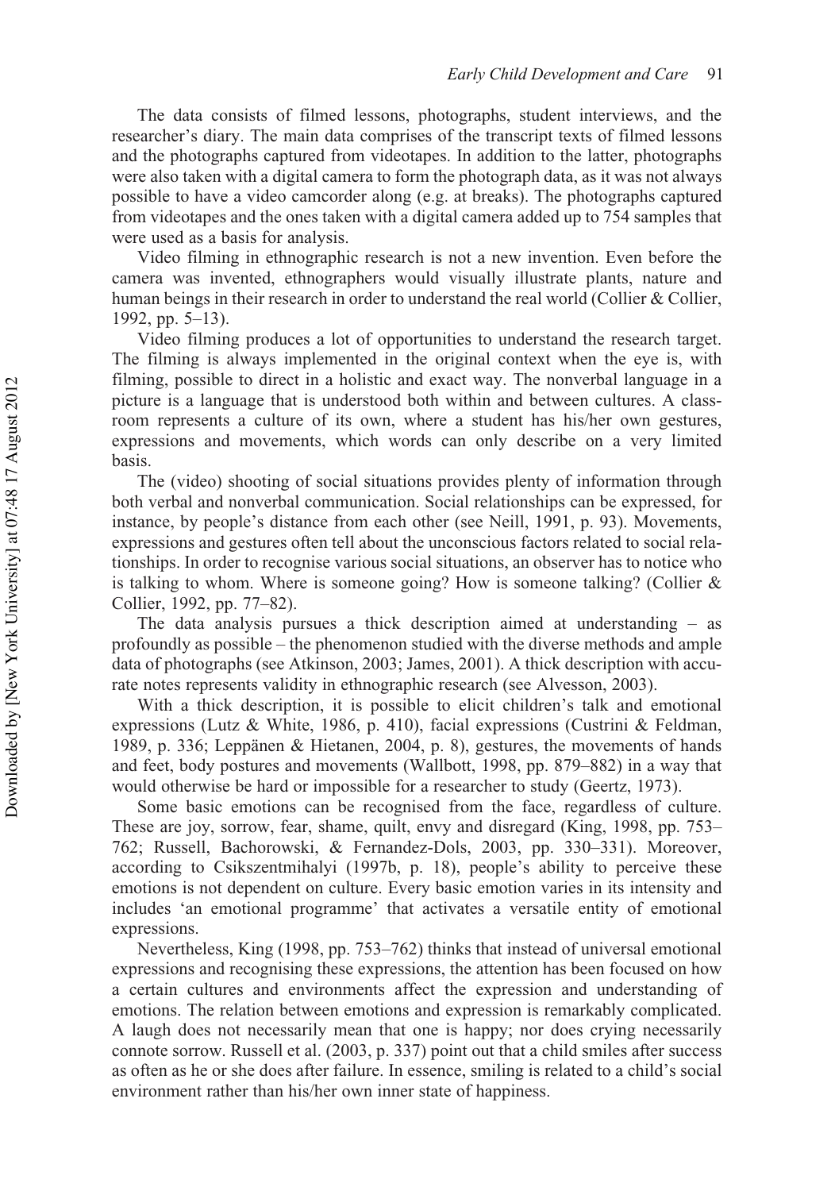The data consists of filmed lessons, photographs, student interviews, and the researcher's diary. The main data comprises of the transcript texts of filmed lessons and the photographs captured from videotapes. In addition to the latter, photographs were also taken with a digital camera to form the photograph data, as it was not always possible to have a video camcorder along (e.g. at breaks). The photographs captured from videotapes and the ones taken with a digital camera added up to 754 samples that were used as a basis for analysis.

Video filming in ethnographic research is not a new invention. Even before the camera was invented, ethnographers would visually illustrate plants, nature and human beings in their research in order to understand the real world (Collier & Collier, 1992, pp. 5–13).

Video filming produces a lot of opportunities to understand the research target. The filming is always implemented in the original context when the eye is, with filming, possible to direct in a holistic and exact way. The nonverbal language in a picture is a language that is understood both within and between cultures. A classroom represents a culture of its own, where a student has his/her own gestures, expressions and movements, which words can only describe on a very limited basis.

The (video) shooting of social situations provides plenty of information through both verbal and nonverbal communication. Social relationships can be expressed, for instance, by people's distance from each other (see Neill, 1991, p. 93). Movements, expressions and gestures often tell about the unconscious factors related to social relationships. In order to recognise various social situations, an observer has to notice who is talking to whom. Where is someone going? How is someone talking? (Collier & Collier, 1992, pp. 77–82).

The data analysis pursues a thick description aimed at understanding – as profoundly as possible – the phenomenon studied with the diverse methods and ample data of photographs (see Atkinson, 2003; James, 2001). A thick description with accurate notes represents validity in ethnographic research (see Alvesson, 2003).

With a thick description, it is possible to elicit children's talk and emotional expressions (Lutz & White, 1986, p. 410), facial expressions (Custrini & Feldman, 1989, p. 336; Leppänen & Hietanen, 2004, p. 8), gestures, the movements of hands and feet, body postures and movements (Wallbott, 1998, pp. 879–882) in a way that would otherwise be hard or impossible for a researcher to study (Geertz, 1973).

Some basic emotions can be recognised from the face, regardless of culture. These are joy, sorrow, fear, shame, quilt, envy and disregard (King, 1998, pp. 753–762; Russell, Bachorowski, & Fernandez-Dols, 2003, pp. 330–331). Moreover, according to Csikszentmihalyi (1997b, p. 18), people's ability to perceive these emotions is not dependent on culture. Every basic emotion varies in its intensity and includes 'an emotional programme' that activates a versatile entity of emotional expressions.

Nevertheless, King (1998, pp. 753–762) thinks that instead of universal emotional expressions and recognising these expressions, the attention has been focused on how a certain cultures and environments affect the expression and understanding of emotions. The relation between emotions and expression is remarkably complicated. A laugh does not necessarily mean that one is happy; nor does crying necessarily connote sorrow. Russell et al. (2003, p. 337) point out that a child smiles after success as often as he or she does after failure. In essence, smiling is related to a child's social environment rather than his/her own inner state of happiness.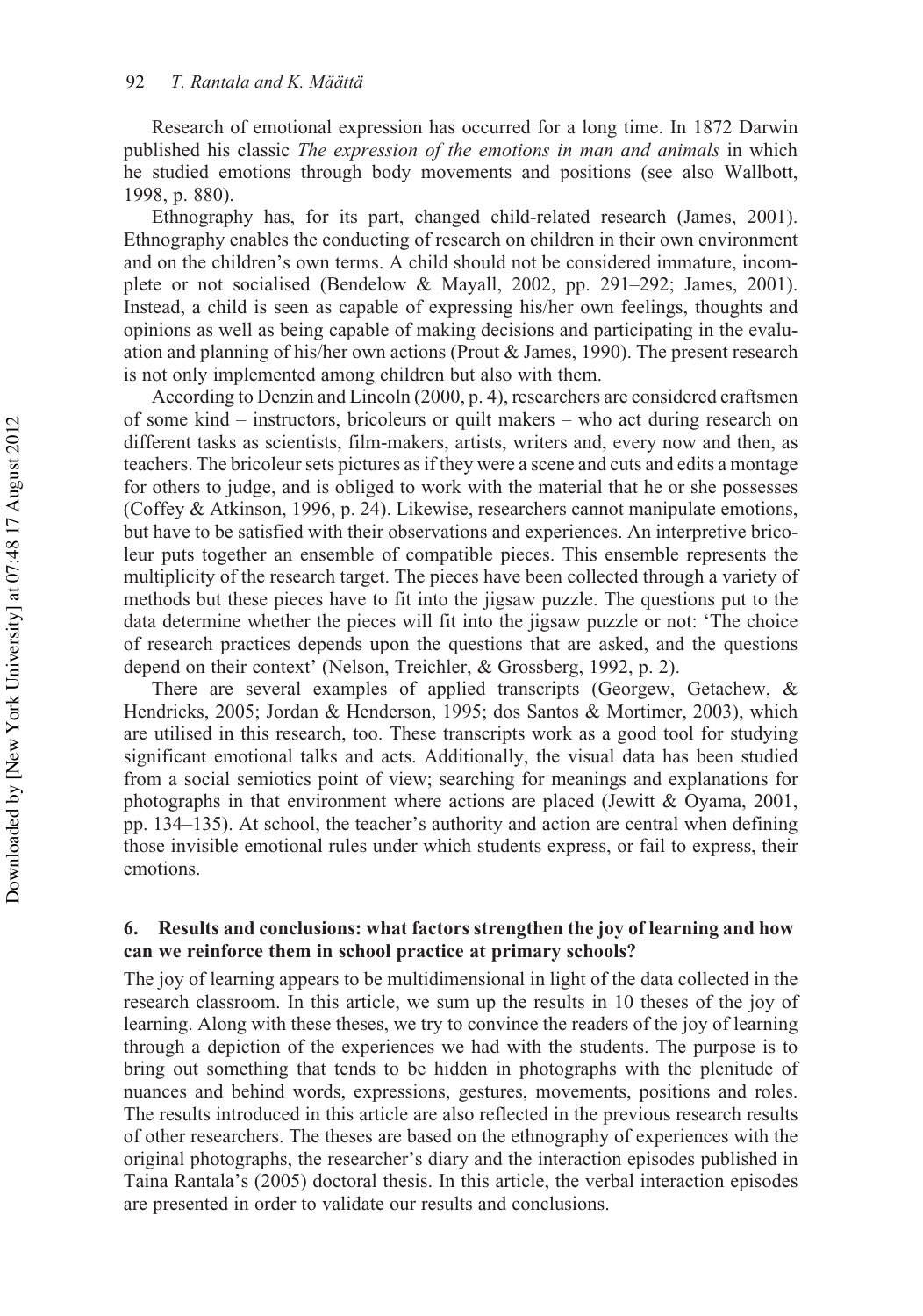Research of emotional expression has occurred for a long time. In 1872 Darwin published his classic *The expression of the emotions in man and animals* in which he studied emotions through body movements and positions (see also Wallbott, 1998, p. 880).

Ethnography has, for its part, changed child-related research (James, 2001). Ethnography enables the conducting of research on children in their own environment and on the children's own terms. A child should not be considered immature, incomplete or not socialised (Bendelow & Mayall, 2002, pp. 291–292; James, 2001). Instead, a child is seen as capable of expressing his/her own feelings, thoughts and opinions as well as being capable of making decisions and participating in the evaluation and planning of his/her own actions (Prout & James, 1990). The present research is not only implemented among children but also with them.

According to Denzin and Lincoln (2000, p. 4), researchers are considered craftsmen of some kind – instructors, bricoleurs or quilt makers – who act during research on different tasks as scientists, film-makers, artists, writers and, every now and then, as teachers. The bricoleur sets pictures as if they were a scene and cuts and edits a montage for others to judge, and is obliged to work with the material that he or she possesses (Coffey & Atkinson, 1996, p. 24). Likewise, researchers cannot manipulate emotions, but have to be satisfied with their observations and experiences. An interpretive bricoleur puts together an ensemble of compatible pieces. This ensemble represents the multiplicity of the research target. The pieces have been collected through a variety of methods but these pieces have to fit into the jigsaw puzzle. The questions put to the data determine whether the pieces will fit into the jigsaw puzzle or not: 'The choice of research practices depends upon the questions that are asked, and the questions depend on their context' (Nelson, Treichler, & Grossberg, 1992, p. 2).

There are several examples of applied transcripts (Georgew, Getachew, & Hendricks, 2005; Jordan & Henderson, 1995; dos Santos & Mortimer, 2003), which are utilised in this research, too. These transcripts work as a good tool for studying significant emotional talks and acts. Additionally, the visual data has been studied from a social semiotics point of view; searching for meanings and explanations for photographs in that environment where actions are placed (Jewitt & Oyama, 2001, pp. 134–135). At school, the teacher's authority and action are central when defining those invisible emotional rules under which students express, or fail to express, their emotions.

## 6. Results and conclusions: what factors strengthen the joy of learning and how can we reinforce them in school practice at primary schools?

The joy of learning appears to be multidimensional in light of the data collected in the research classroom. In this article, we sum up the results in 10 theses of the joy of learning. Along with these theses, we try to convince the readers of the joy of learning through a depiction of the experiences we had with the students. The purpose is to bring out something that tends to be hidden in photographs with the plenitude of nuances and behind words, expressions, gestures, movements, positions and roles. The results introduced in this article are also reflected in the previous research results of other researchers. The theses are based on the ethnography of experiences with the original photographs, the researcher's diary and the interaction episodes published in Taina Rantala's (2005) doctoral thesis. In this article, the verbal interaction episodes are presented in order to validate our results and conclusions.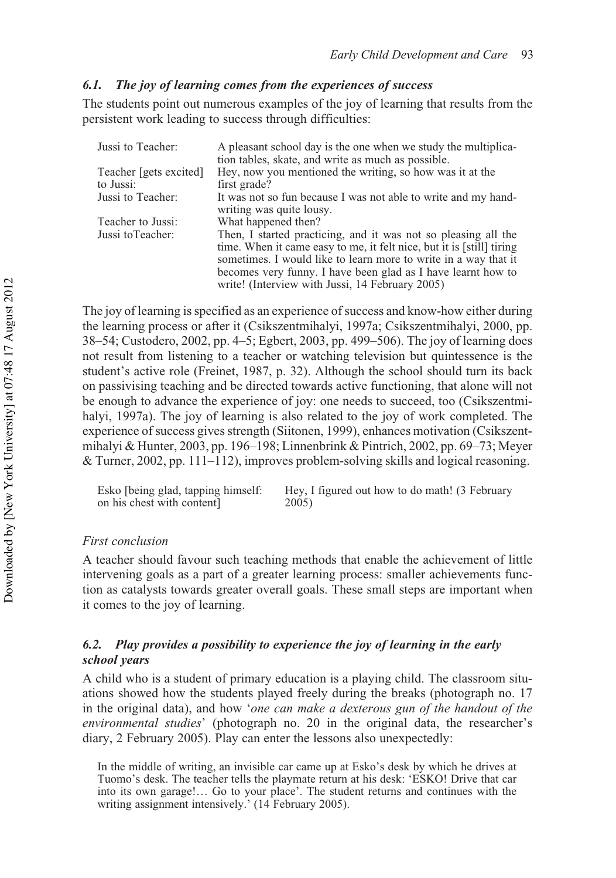### 6.1. *The joy of learning comes from the experiences of success*

The students point out numerous examples of the joy of learning that results from the persistent work leading to success through difficulties:

| | |
|---|---|
| Jussi to Teacher: | A pleasant school day is the one when we study the multiplication tables, skate, and write as much as possible. |
| Teacher [gets excited] to Jussi: | Hey, now you mentioned the writing, so how was it at the first grade? |
| Jussi to Teacher: | It was not so fun because I was not able to write and my handwriting was quite lousy. |
| Teacher to Jussi: | What happened then? |
| Jussi toTeacher: | Then, I started practicing, and it was not so pleasing all the time. When it came easy to me, it felt nice, but it is [still] tiring sometimes. I would like to learn more to write in a way that it becomes very funny. I have been glad as I have learnt how to write! (Interview with Jussi, 14 February 2005) |

The joy of learning is specified as an experience of success and know-how either during the learning process or after it (Csikszentmihalyi, 1997a; Csikszentmihalyi, 2000, pp. 38–54; Custodero, 2002, pp. 4–5; Egbert, 2003, pp. 499–506). The joy of learning does not result from listening to a teacher or watching television but quintessence is the student's active role (Freinet, 1987, p. 32). Although the school should turn its back on passivising teaching and be directed towards active functioning, that alone will not be enough to advance the experience of joy: one needs to succeed, too (Csikszentmihalyi, 1997a). The joy of learning is also related to the joy of work completed. The experience of success gives strength (Siitonen, 1999), enhances motivation (Csikszentmihalyi & Hunter, 2003, pp. 196–198; Linnenbrink & Pintrich, 2002, pp. 69–73; Meyer & Turner, 2002, pp. 111–112), improves problem-solving skills and logical reasoning.

| | |
|---|---|
| Esko [being glad, tapping himself: on his chest with content] | Hey, I figured out how to do math! (3 February 2005) |

*First conclusion*

A teacher should favour such teaching methods that enable the achievement of little intervening goals as a part of a greater learning process: smaller achievements function as catalysts towards greater overall goals. These small steps are important when it comes to the joy of learning.

### 6.2. *Play provides a possibility to experience the joy of learning in the early school years*

A child who is a student of primary education is a playing child. The classroom situations showed how the students played freely during the breaks (photograph no. 17 in the original data), and how '*one can make a dexterous gun of the handout of the environmental studies*' (photograph no. 20 in the original data, the researcher's diary, 2 February 2005). Play can enter the lessons also unexpectedly:

> In the middle of writing, an invisible car came up at Esko's desk by which he drives at Tuomo's desk. The teacher tells the playmate return at his desk: 'ESKO! Drive that car into its own garage!… Go to your place'. The student returns and continues with the writing assignment intensively.' (14 February 2005).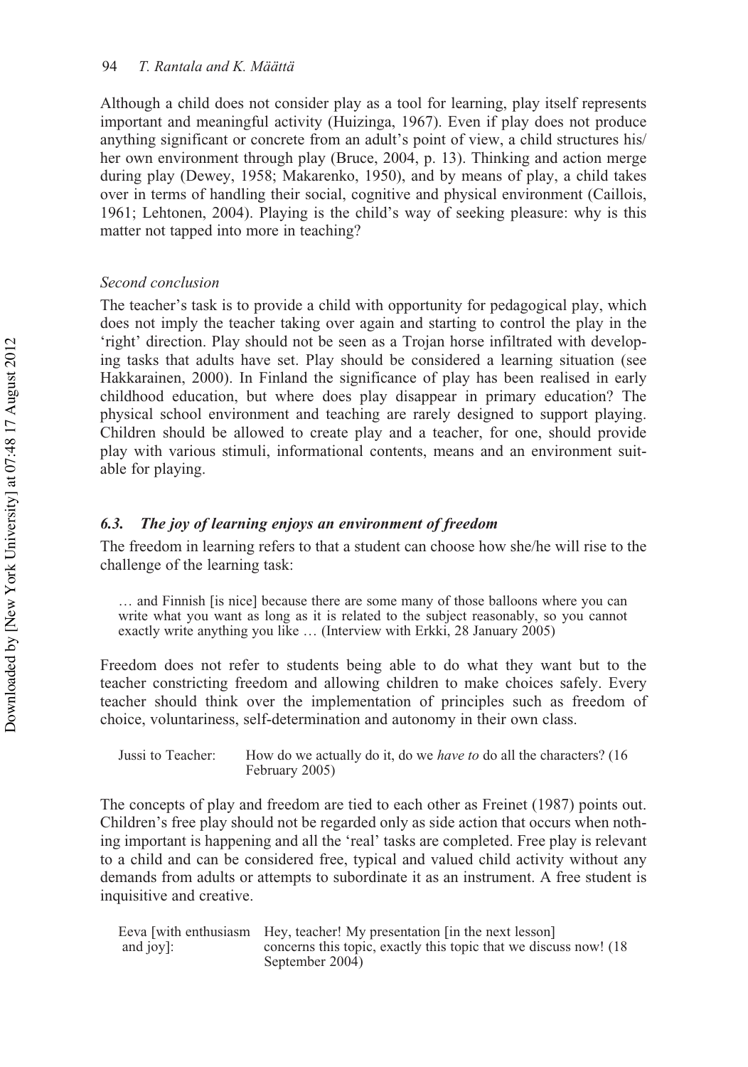Although a child does not consider play as a tool for learning, play itself represents important and meaningful activity (Huizinga, 1967). Even if play does not produce anything significant or concrete from an adult's point of view, a child structures his/her own environment through play (Bruce, 2004, p. 13). Thinking and action merge during play (Dewey, 1958; Makarenko, 1950), and by means of play, a child takes over in terms of handling their social, cognitive and physical environment (Caillois, 1961; Lehtonen, 2004). Playing is the child's way of seeking pleasure: why is this matter not tapped into more in teaching?

*Second conclusion*

The teacher's task is to provide a child with opportunity for pedagogical play, which does not imply the teacher taking over again and starting to control the play in the 'right' direction. Play should not be seen as a Trojan horse infiltrated with developing tasks that adults have set. Play should be considered a learning situation (see Hakkarainen, 2000). In Finland the significance of play has been realised in early childhood education, but where does play disappear in primary education? The physical school environment and teaching are rarely designed to support playing. Children should be allowed to create play and a teacher, for one, should provide play with various stimuli, informational contents, means and an environment suitable for playing.

### *6.3. The joy of learning enjoys an environment of freedom*

The freedom in learning refers to that a student can choose how she/he will rise to the challenge of the learning task:

> … and Finnish [is nice] because there are some many of those balloons where you can write what you want as long as it is related to the subject reasonably, so you cannot exactly write anything you like … (Interview with Erkki, 28 January 2005)

Freedom does not refer to students being able to do what they want but to the teacher constricting freedom and allowing children to make choices safely. Every teacher should think over the implementation of principles such as freedom of choice, voluntariness, self-determination and autonomy in their own class.

> Jussi to Teacher: How do we actually do it, do we *have to* do all the characters? (16 February 2005)

The concepts of play and freedom are tied to each other as Freinet (1987) points out. Children's free play should not be regarded only as side action that occurs when nothing important is happening and all the 'real' tasks are completed. Free play is relevant to a child and can be considered free, typical and valued child activity without any demands from adults or attempts to subordinate it as an instrument. A free student is inquisitive and creative.

> Eeva [with enthusiasm and joy]: Hey, teacher! My presentation [in the next lesson] concerns this topic, exactly this topic that we discuss now! (18 September 2004)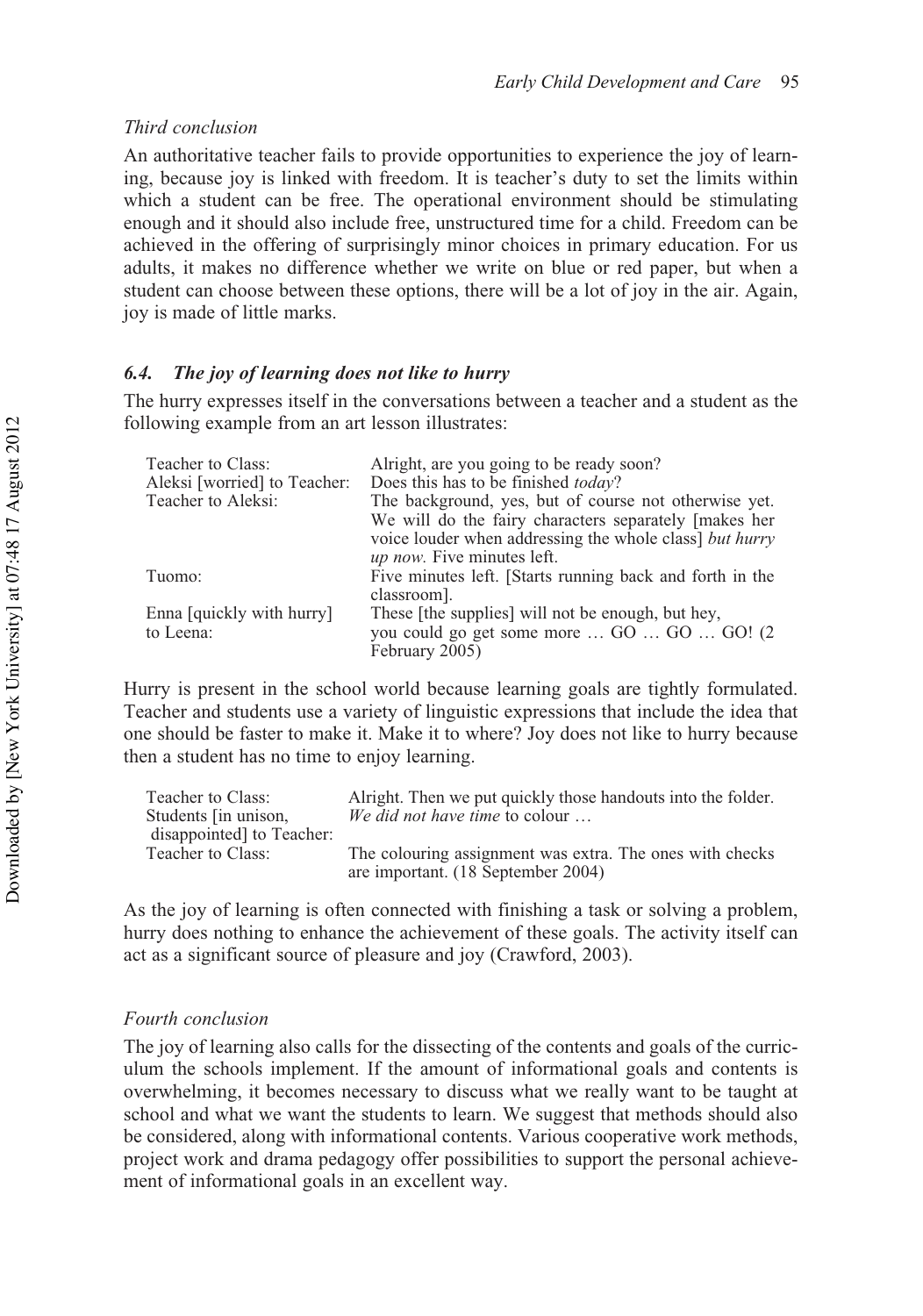*Third conclusion*

An authoritative teacher fails to provide opportunities to experience the joy of learning, because joy is linked with freedom. It is teacher's duty to set the limits within which a student can be free. The operational environment should be stimulating enough and it should also include free, unstructured time for a child. Freedom can be achieved in the offering of surprisingly minor choices in primary education. For us adults, it makes no difference whether we write on blue or red paper, but when a student can choose between these options, there will be a lot of joy in the air. Again, joy is made of little marks.

### *6.4. The joy of learning does not like to hurry*

The hurry expresses itself in the conversations between a teacher and a student as the following example from an art lesson illustrates:

| | |
|---|---|
| Teacher to Class: | Alright, are you going to be ready soon? |
| Aleksi [worried] to Teacher: | Does this has to be finished *today*? |
| Teacher to Aleksi: | The background, yes, but of course not otherwise yet. We will do the fairy characters separately [makes her voice louder when addressing the whole class] *but hurry up now.* Five minutes left. |
| Tuomo: | Five minutes left. [Starts running back and forth in the classroom]. |
| Enna [quickly with hurry] to Leena: | These [the supplies] will not be enough, but hey, you could go get some more … GO … GO … GO! (2 February 2005) |

Hurry is present in the school world because learning goals are tightly formulated. Teacher and students use a variety of linguistic expressions that include the idea that one should be faster to make it. Make it to where? Joy does not like to hurry because then a student has no time to enjoy learning.

| | |
|---|---|
| Teacher to Class: | Alright. Then we put quickly those handouts into the folder. |
| Students [in unison, disappointed] to Teacher: | *We did not have time* to colour … |
| Teacher to Class: | The colouring assignment was extra. The ones with checks are important. (18 September 2004) |

As the joy of learning is often connected with finishing a task or solving a problem, hurry does nothing to enhance the achievement of these goals. The activity itself can act as a significant source of pleasure and joy (Crawford, 2003).

*Fourth conclusion*

The joy of learning also calls for the dissecting of the contents and goals of the curriculum the schools implement. If the amount of informational goals and contents is overwhelming, it becomes necessary to discuss what we really want to be taught at school and what we want the students to learn. We suggest that methods should also be considered, along with informational contents. Various cooperative work methods, project work and drama pedagogy offer possibilities to support the personal achievement of informational goals in an excellent way.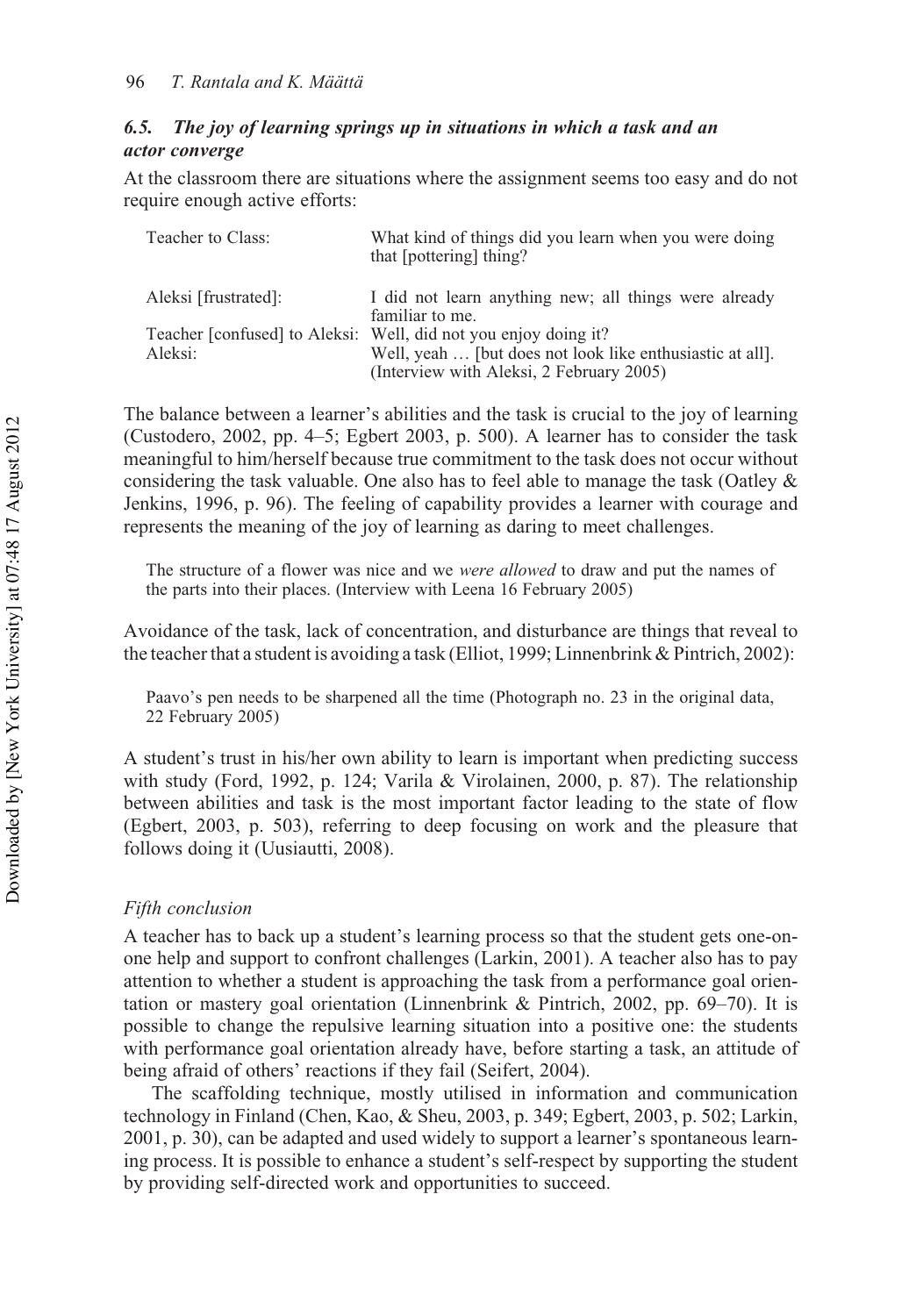### *6.5. The joy of learning springs up in situations in which a task and an actor converge*

At the classroom there are situations where the assignment seems too easy and do not require enough active efforts:

| | |
|---|---|
| Teacher to Class: | What kind of things did you learn when you were doing that [pottering] thing? |
| Aleksi [frustrated]: | I did not learn anything new; all things were already familiar to me. |
| Teacher [confused] to Aleksi: | Well, did not you enjoy doing it? |
| Aleksi: | Well, yeah … [but does not look like enthusiastic at all]. (Interview with Aleksi, 2 February 2005) |

The balance between a learner's abilities and the task is crucial to the joy of learning (Custodero, 2002, pp. 4–5; Egbert 2003, p. 500). A learner has to consider the task meaningful to him/herself because true commitment to the task does not occur without considering the task valuable. One also has to feel able to manage the task (Oatley & Jenkins, 1996, p. 96). The feeling of capability provides a learner with courage and represents the meaning of the joy of learning as daring to meet challenges.

> The structure of a flower was nice and we *were allowed* to draw and put the names of the parts into their places. (Interview with Leena 16 February 2005)

Avoidance of the task, lack of concentration, and disturbance are things that reveal to the teacher that a student is avoiding a task (Elliot, 1999; Linnenbrink & Pintrich, 2002):

> Paavo's pen needs to be sharpened all the time (Photograph no. 23 in the original data, 22 February 2005)

A student's trust in his/her own ability to learn is important when predicting success with study (Ford, 1992, p. 124; Varila & Virolainen, 2000, p. 87). The relationship between abilities and task is the most important factor leading to the state of flow (Egbert, 2003, p. 503), referring to deep focusing on work and the pleasure that follows doing it (Uusiautti, 2008).

#### *Fifth conclusion*

A teacher has to back up a student's learning process so that the student gets one-on-one help and support to confront challenges (Larkin, 2001). A teacher also has to pay attention to whether a student is approaching the task from a performance goal orientation or mastery goal orientation (Linnenbrink & Pintrich, 2002, pp. 69–70). It is possible to change the repulsive learning situation into a positive one: the students with performance goal orientation already have, before starting a task, an attitude of being afraid of others' reactions if they fail (Seifert, 2004).

The scaffolding technique, mostly utilised in information and communication technology in Finland (Chen, Kao, & Sheu, 2003, p. 349; Egbert, 2003, p. 502; Larkin, 2001, p. 30), can be adapted and used widely to support a learner's spontaneous learning process. It is possible to enhance a student's self-respect by supporting the student by providing self-directed work and opportunities to succeed.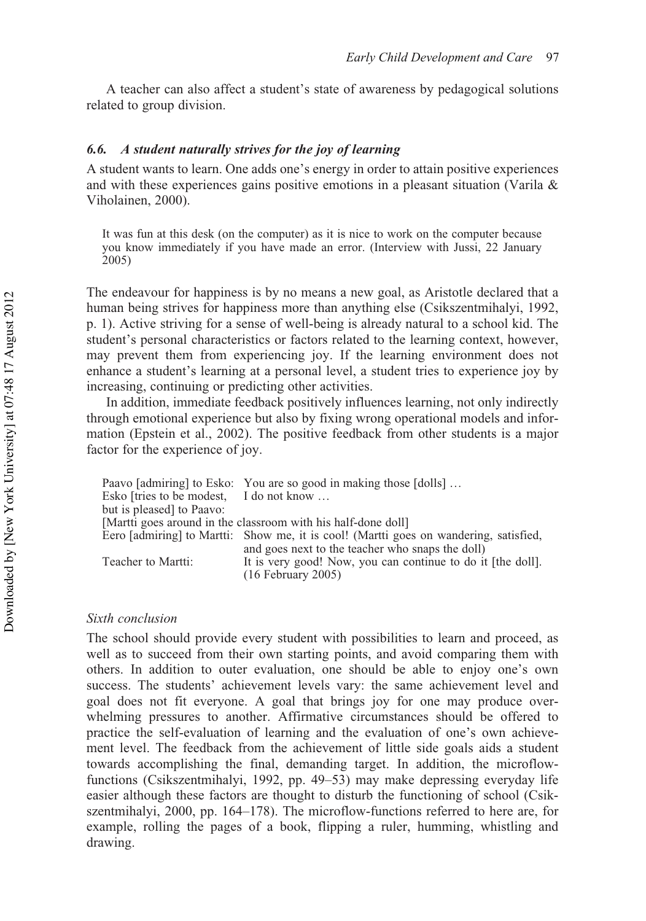A teacher can also affect a student's state of awareness by pedagogical solutions related to group division.

### *6.6. A student naturally strives for the joy of learning*

A student wants to learn. One adds one's energy in order to attain positive experiences and with these experiences gains positive emotions in a pleasant situation (Varila & Viholainen, 2000).

> It was fun at this desk (on the computer) as it is nice to work on the computer because you know immediately if you have made an error. (Interview with Jussi, 22 January 2005)

The endeavour for happiness is by no means a new goal, as Aristotle declared that a human being strives for happiness more than anything else (Csikszentmihalyi, 1992, p. 1). Active striving for a sense of well-being is already natural to a school kid. The student's personal characteristics or factors related to the learning context, however, may prevent them from experiencing joy. If the learning environment does not enhance a student's learning at a personal level, a student tries to experience joy by increasing, continuing or predicting other activities.

In addition, immediate feedback positively influences learning, not only indirectly through emotional experience but also by fixing wrong operational models and information (Epstein et al., 2002). The positive feedback from other students is a major factor for the experience of joy.

> Paavo [admiring] to Esko: You are so good in making those [dolls] …
> Esko [tries to be modest, but is pleased] to Paavo: I do not know …
> [Martti goes around in the classroom with his half-done doll]
> Eero [admiring] to Martti: Show me, it is cool! (Martti goes on wandering, satisfied, and goes next to the teacher who snaps the doll)
> Teacher to Martti: It is very good! Now, you can continue to do it [the doll]. (16 February 2005)

*Sixth conclusion*

The school should provide every student with possibilities to learn and proceed, as well as to succeed from their own starting points, and avoid comparing them with others. In addition to outer evaluation, one should be able to enjoy one's own success. The students' achievement levels vary: the same achievement level and goal does not fit everyone. A goal that brings joy for one may produce overwhelming pressures to another. Affirmative circumstances should be offered to practice the self-evaluation of learning and the evaluation of one's own achievement level. The feedback from the achievement of little side goals aids a student towards accomplishing the final, demanding target. In addition, the microflow-functions (Csikszentmihalyi, 1992, pp. 49–53) may make depressing everyday life easier although these factors are thought to disturb the functioning of school (Csikszentmihalyi, 2000, pp. 164–178). The microflow-functions referred to here are, for example, rolling the pages of a book, flipping a ruler, humming, whistling and drawing.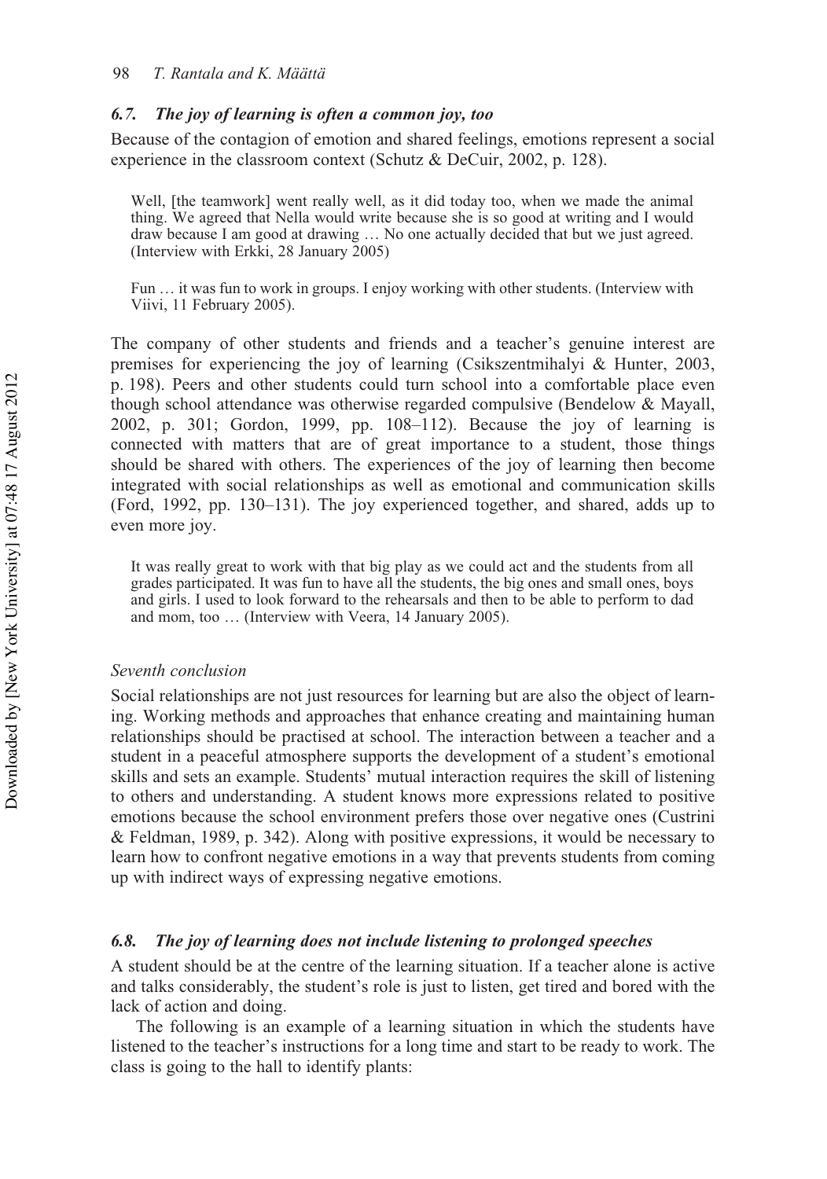### *6.7. The joy of learning is often a common joy, too*

Because of the contagion of emotion and shared feelings, emotions represent a social experience in the classroom context (Schutz & DeCuir, 2002, p. 128).

> Well, [the teamwork] went really well, as it did today too, when we made the animal thing. We agreed that Nella would write because she is so good at writing and I would draw because I am good at drawing … No one actually decided that but we just agreed. (Interview with Erkki, 28 January 2005)

> Fun … it was fun to work in groups. I enjoy working with other students. (Interview with Viivi, 11 February 2005).

The company of other students and friends and a teacher's genuine interest are premises for experiencing the joy of learning (Csikszentmihalyi & Hunter, 2003, p. 198). Peers and other students could turn school into a comfortable place even though school attendance was otherwise regarded compulsive (Bendelow & Mayall, 2002, p. 301; Gordon, 1999, pp. 108–112). Because the joy of learning is connected with matters that are of great importance to a student, those things should be shared with others. The experiences of the joy of learning then become integrated with social relationships as well as emotional and communication skills (Ford, 1992, pp. 130–131). The joy experienced together, and shared, adds up to even more joy.

> It was really great to work with that big play as we could act and the students from all grades participated. It was fun to have all the students, the big ones and small ones, boys and girls. I used to look forward to the rehearsals and then to be able to perform to dad and mom, too … (Interview with Veera, 14 January 2005).

*Seventh conclusion*

Social relationships are not just resources for learning but are also the object of learning. Working methods and approaches that enhance creating and maintaining human relationships should be practised at school. The interaction between a teacher and a student in a peaceful atmosphere supports the development of a student's emotional skills and sets an example. Students' mutual interaction requires the skill of listening to others and understanding. A student knows more expressions related to positive emotions because the school environment prefers those over negative ones (Custrini & Feldman, 1989, p. 342). Along with positive expressions, it would be necessary to learn how to confront negative emotions in a way that prevents students from coming up with indirect ways of expressing negative emotions.

### *6.8. The joy of learning does not include listening to prolonged speeches*

A student should be at the centre of the learning situation. If a teacher alone is active and talks considerably, the student's role is just to listen, get tired and bored with the lack of action and doing.

The following is an example of a learning situation in which the students have listened to the teacher's instructions for a long time and start to be ready to work. The class is going to the hall to identify plants: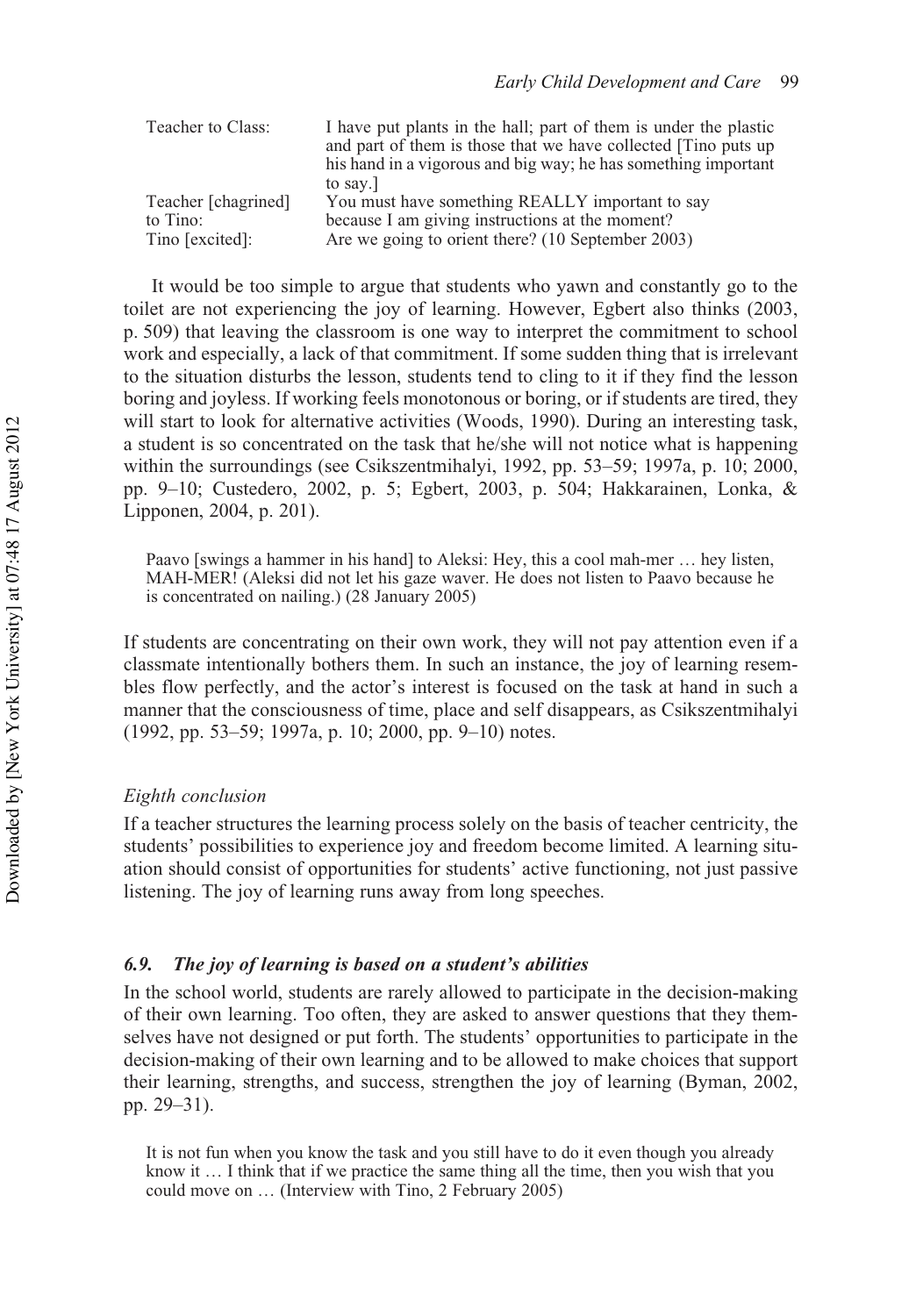| | |
|---|---|
| Teacher to Class: | I have put plants in the hall; part of them is under the plastic and part of them is those that we have collected [Tino puts up his hand in a vigorous and big way; he has something important to say.] |
| Teacher [chagrined] to Tino: | You must have something REALLY important to say because I am giving instructions at the moment? |
| Tino [excited]: | Are we going to orient there? (10 September 2003) |

It would be too simple to argue that students who yawn and constantly go to the toilet are not experiencing the joy of learning. However, Egbert also thinks (2003, p. 509) that leaving the classroom is one way to interpret the commitment to school work and especially, a lack of that commitment. If some sudden thing that is irrelevant to the situation disturbs the lesson, students tend to cling to it if they find the lesson boring and joyless. If working feels monotonous or boring, or if students are tired, they will start to look for alternative activities (Woods, 1990). During an interesting task, a student is so concentrated on the task that he/she will not notice what is happening within the surroundings (see Csikszentmihalyi, 1992, pp. 53–59; 1997a, p. 10; 2000, pp. 9–10; Custedero, 2002, p. 5; Egbert, 2003, p. 504; Hakkarainen, Lonka, & Lipponen, 2004, p. 201).

> Paavo [swings a hammer in his hand] to Aleksi: Hey, this a cool mah-mer … hey listen, MAH-MER! (Aleksi did not let his gaze waver. He does not listen to Paavo because he is concentrated on nailing.) (28 January 2005)

If students are concentrating on their own work, they will not pay attention even if a classmate intentionally bothers them. In such an instance, the joy of learning resembles flow perfectly, and the actor's interest is focused on the task at hand in such a manner that the consciousness of time, place and self disappears, as Csikszentmihalyi (1992, pp. 53–59; 1997a, p. 10; 2000, pp. 9–10) notes.

#### *Eighth conclusion*

If a teacher structures the learning process solely on the basis of teacher centricity, the students' possibilities to experience joy and freedom become limited. A learning situation should consist of opportunities for students' active functioning, not just passive listening. The joy of learning runs away from long speeches.

### *6.9. The joy of learning is based on a student's abilities*

In the school world, students are rarely allowed to participate in the decision-making of their own learning. Too often, they are asked to answer questions that they themselves have not designed or put forth. The students' opportunities to participate in the decision-making of their own learning and to be allowed to make choices that support their learning, strengths, and success, strengthen the joy of learning (Byman, 2002, pp. 29–31).

> It is not fun when you know the task and you still have to do it even though you already know it … I think that if we practice the same thing all the time, then you wish that you could move on … (Interview with Tino, 2 February 2005)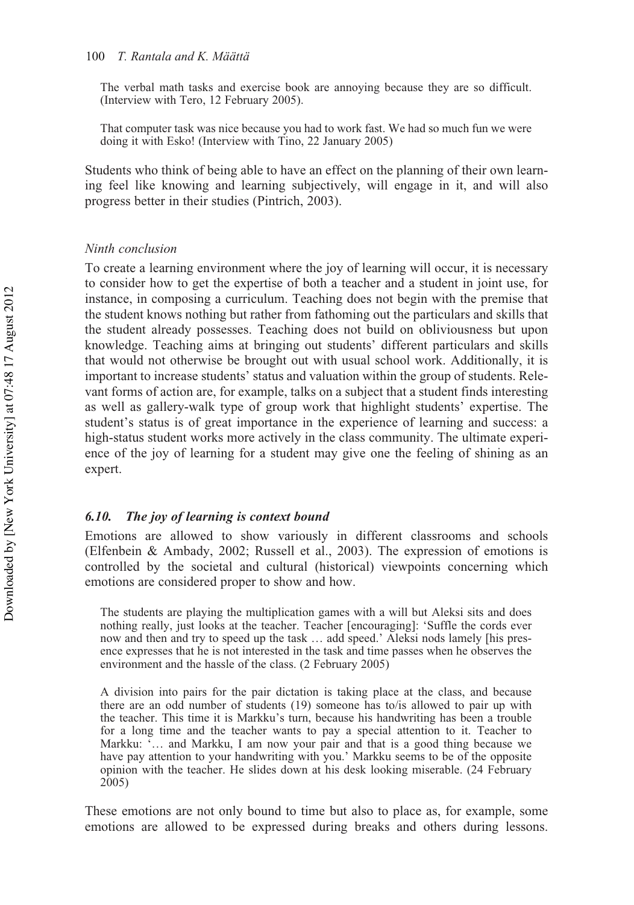> The verbal math tasks and exercise book are annoying because they are so difficult. (Interview with Tero, 12 February 2005).

> That computer task was nice because you had to work fast. We had so much fun we were doing it with Esko! (Interview with Tino, 22 January 2005)

Students who think of being able to have an effect on the planning of their own learning feel like knowing and learning subjectively, will engage in it, and will also progress better in their studies (Pintrich, 2003).

*Ninth conclusion*

To create a learning environment where the joy of learning will occur, it is necessary to consider how to get the expertise of both a teacher and a student in joint use, for instance, in composing a curriculum. Teaching does not begin with the premise that the student knows nothing but rather from fathoming out the particulars and skills that the student already possesses. Teaching does not build on obliviousness but upon knowledge. Teaching aims at bringing out students' different particulars and skills that would not otherwise be brought out with usual school work. Additionally, it is important to increase students' status and valuation within the group of students. Relevant forms of action are, for example, talks on a subject that a student finds interesting as well as gallery-walk type of group work that highlight students' expertise. The student's status is of great importance in the experience of learning and success: a high-status student works more actively in the class community. The ultimate experience of the joy of learning for a student may give one the feeling of shining as an expert.

### *6.10. The joy of learning is context bound*

Emotions are allowed to show variously in different classrooms and schools (Elfenbein & Ambady, 2002; Russell et al., 2003). The expression of emotions is controlled by the societal and cultural (historical) viewpoints concerning which emotions are considered proper to show and how.

> The students are playing the multiplication games with a will but Aleksi sits and does nothing really, just looks at the teacher. Teacher [encouraging]: 'Suffle the cords ever now and then and try to speed up the task … add speed.' Aleksi nods lamely [his presence expresses that he is not interested in the task and time passes when he observes the environment and the hassle of the class. (2 February 2005)

> A division into pairs for the pair dictation is taking place at the class, and because there are an odd number of students (19) someone has to/is allowed to pair up with the teacher. This time it is Markku's turn, because his handwriting has been a trouble for a long time and the teacher wants to pay a special attention to it. Teacher to Markku: '… and Markku, I am now your pair and that is a good thing because we have pay attention to your handwriting with you.' Markku seems to be of the opposite opinion with the teacher. He slides down at his desk looking miserable. (24 February 2005)

These emotions are not only bound to time but also to place as, for example, some emotions are allowed to be expressed during breaks and others during lessons.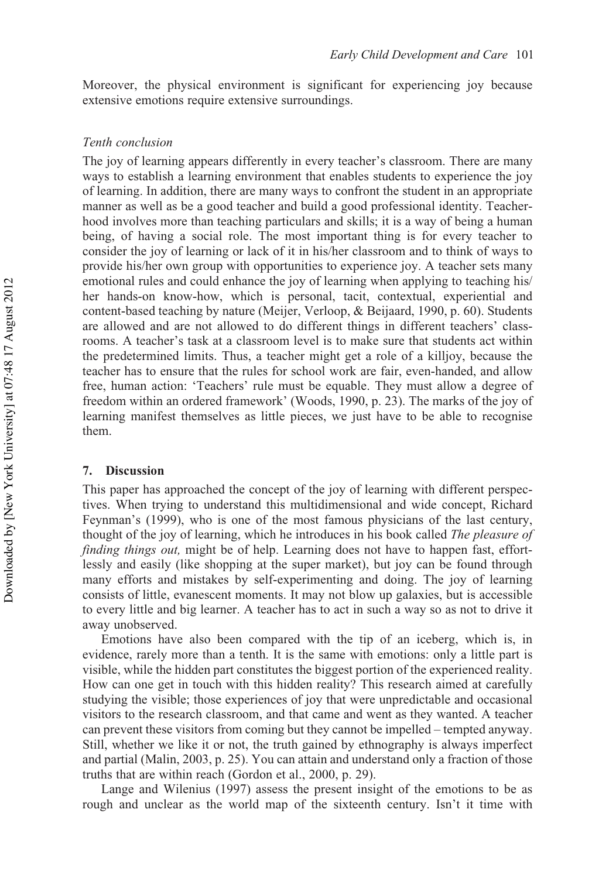Moreover, the physical environment is significant for experiencing joy because extensive emotions require extensive surroundings.

### *Tenth conclusion*

The joy of learning appears differently in every teacher's classroom. There are many ways to establish a learning environment that enables students to experience the joy of learning. In addition, there are many ways to confront the student in an appropriate manner as well as be a good teacher and build a good professional identity. Teacherhood involves more than teaching particulars and skills; it is a way of being a human being, of having a social role. The most important thing is for every teacher to consider the joy of learning or lack of it in his/her classroom and to think of ways to provide his/her own group with opportunities to experience joy. A teacher sets many emotional rules and could enhance the joy of learning when applying to teaching his/her hands-on know-how, which is personal, tacit, contextual, experiential and content-based teaching by nature (Meijer, Verloop, & Beijaard, 1990, p. 60). Students are allowed and are not allowed to do different things in different teachers' classrooms. A teacher's task at a classroom level is to make sure that students act within the predetermined limits. Thus, a teacher might get a role of a killjoy, because the teacher has to ensure that the rules for school work are fair, even-handed, and allow free, human action: 'Teachers' rule must be equable. They must allow a degree of freedom within an ordered framework' (Woods, 1990, p. 23). The marks of the joy of learning manifest themselves as little pieces, we just have to be able to recognise them.

## 7. Discussion

This paper has approached the concept of the joy of learning with different perspectives. When trying to understand this multidimensional and wide concept, Richard Feynman's (1999), who is one of the most famous physicians of the last century, thought of the joy of learning, which he introduces in his book called *The pleasure of finding things out,* might be of help. Learning does not have to happen fast, effortlessly and easily (like shopping at the super market), but joy can be found through many efforts and mistakes by self-experimenting and doing. The joy of learning consists of little, evanescent moments. It may not blow up galaxies, but is accessible to every little and big learner. A teacher has to act in such a way so as not to drive it away unobserved.

Emotions have also been compared with the tip of an iceberg, which is, in evidence, rarely more than a tenth. It is the same with emotions: only a little part is visible, while the hidden part constitutes the biggest portion of the experienced reality. How can one get in touch with this hidden reality? This research aimed at carefully studying the visible; those experiences of joy that were unpredictable and occasional visitors to the research classroom, and that came and went as they wanted. A teacher can prevent these visitors from coming but they cannot be impelled – tempted anyway. Still, whether we like it or not, the truth gained by ethnography is always imperfect and partial (Malin, 2003, p. 25). You can attain and understand only a fraction of those truths that are within reach (Gordon et al., 2000, p. 29).

Lange and Wilenius (1997) assess the present insight of the emotions to be as rough and unclear as the world map of the sixteenth century. Isn't it time with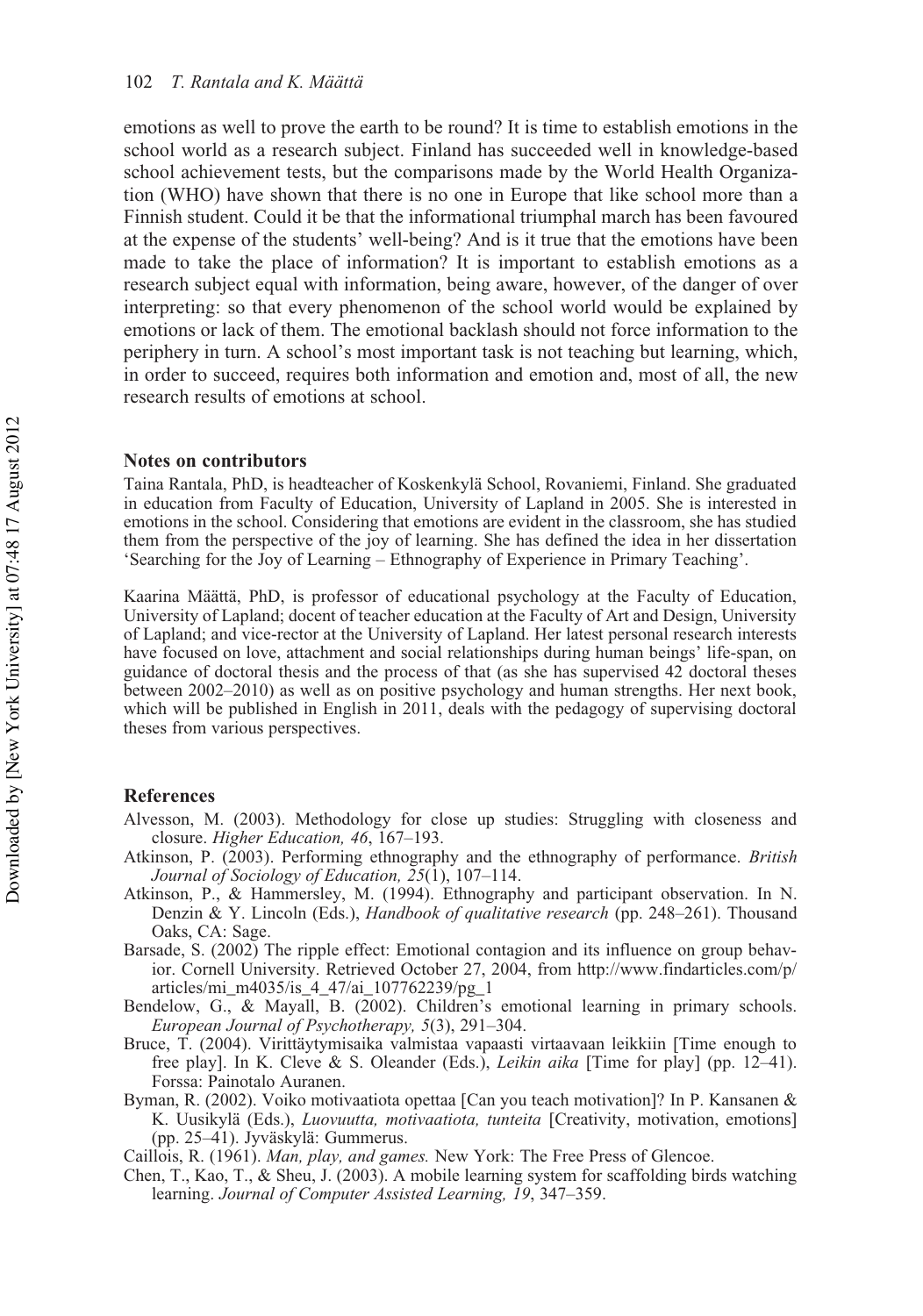emotions as well to prove the earth to be round? It is time to establish emotions in the school world as a research subject. Finland has succeeded well in knowledge-based school achievement tests, but the comparisons made by the World Health Organization (WHO) have shown that there is no one in Europe that like school more than a Finnish student. Could it be that the informational triumphal march has been favoured at the expense of the students' well-being? And is it true that the emotions have been made to take the place of information? It is important to establish emotions as a research subject equal with information, being aware, however, of the danger of over interpreting: so that every phenomenon of the school world would be explained by emotions or lack of them. The emotional backlash should not force information to the periphery in turn. A school's most important task is not teaching but learning, which, in order to succeed, requires both information and emotion and, most of all, the new research results of emotions at school.

## Notes on contributors

Taina Rantala, PhD, is headteacher of Koskenkylä School, Rovaniemi, Finland. She graduated in education from Faculty of Education, University of Lapland in 2005. She is interested in emotions in the school. Considering that emotions are evident in the classroom, she has studied them from the perspective of the joy of learning. She has defined the idea in her dissertation 'Searching for the Joy of Learning – Ethnography of Experience in Primary Teaching'.

Kaarina Määttä, PhD, is professor of educational psychology at the Faculty of Education, University of Lapland; docent of teacher education at the Faculty of Art and Design, University of Lapland; and vice-rector at the University of Lapland. Her latest personal research interests have focused on love, attachment and social relationships during human beings' life-span, on guidance of doctoral thesis and the process of that (as she has supervised 42 doctoral theses between 2002–2010) as well as on positive psychology and human strengths. Her next book, which will be published in English in 2011, deals with the pedagogy of supervising doctoral theses from various perspectives.

## References

Alvesson, M. (2003). Methodology for close up studies: Struggling with closeness and closure. *Higher Education, 46*, 167–193.

Atkinson, P. (2003). Performing ethnography and the ethnography of performance. *British Journal of Sociology of Education, 25*(1), 107–114.

Atkinson, P., & Hammersley, M. (1994). Ethnography and participant observation. In N. Denzin & Y. Lincoln (Eds.), *Handbook of qualitative research* (pp. 248–261). Thousand Oaks, CA: Sage.

Barsade, S. (2002) The ripple effect: Emotional contagion and its influence on group behavior. Cornell University. Retrieved October 27, 2004, from http://www.findarticles.com/p/articles/mi_m4035/is_4_47/ai_107762239/pg_1

Bendelow, G., & Mayall, B. (2002). Children's emotional learning in primary schools. *European Journal of Psychotherapy, 5*(3), 291–304.

Bruce, T. (2004). Virittäytymisaika valmistaa vapaasti virtaavaan leikkiin [Time enough to free play]. In K. Cleve & S. Oleander (Eds.), *Leikin aika* [Time for play] (pp. 12–41). Forssa: Painotalo Auranen.

Byman, R. (2002). Voiko motivaatiota opettaa [Can you teach motivation]? In P. Kansanen & K. Uusikylä (Eds.), *Luovuutta, motivaatiota, tunteita* [Creativity, motivation, emotions] (pp. 25–41). Jyväskylä: Gummerus.

Caillois, R. (1961). *Man, play, and games.* New York: The Free Press of Glencoe.

Chen, T., Kao, T., & Sheu, J. (2003). A mobile learning system for scaffolding birds watching learning. *Journal of Computer Assisted Learning, 19*, 347–359.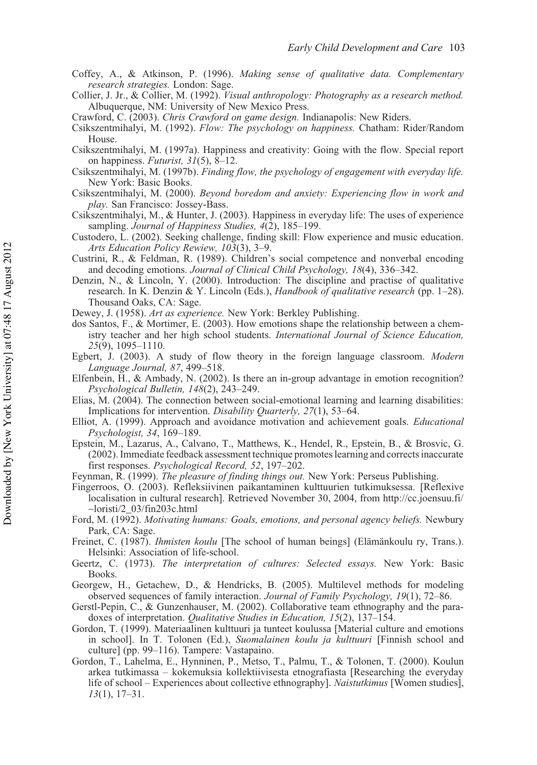Coffey, A., & Atkinson, P. (1996). *Making sense of qualitative data. Complementary research strategies.* London: Sage.

Collier, J. Jr., & Collier, M. (1992). *Visual anthropology: Photography as a research method.* Albuquerque, NM: University of New Mexico Press.

Crawford, C. (2003). *Chris Crawford on game design.* Indianapolis: New Riders.

Csikszentmihalyi, M. (1992). *Flow: The psychology on happiness.* Chatham: Rider/Random House.

Csikszentmihalyi, M. (1997a). Happiness and creativity: Going with the flow. Special report on happiness. *Futurist, 31*(5), 8–12.

Csikszentmihalyi, M. (1997b). *Finding flow, the psychology of engagement with everyday life.* New York: Basic Books.

Csikszentmihalyi, M. (2000). *Beyond boredom and anxiety: Experiencing flow in work and play.* San Francisco: Jossey-Bass.

Csikszentmihalyi, M., & Hunter, J. (2003). Happiness in everyday life: The uses of experience sampling. *Journal of Happiness Studies, 4*(2), 185–199.

Custodero, L. (2002). Seeking challenge, finding skill: Flow experience and music education. *Arts Education Policy Rewiew, 103*(3), 3–9.

Custrini, R., & Feldman, R. (1989). Children's social competence and nonverbal encoding and decoding emotions. *Journal of Clinical Child Psychology, 18*(4), 336–342.

Denzin, N., & Lincoln, Y. (2000). Introduction: The discipline and practise of qualitative research. In K. Denzin & Y. Lincoln (Eds.), *Handbook of qualitative research* (pp. 1–28). Thousand Oaks, CA: Sage.

Dewey, J. (1958). *Art as experience.* New York: Berkley Publishing.

dos Santos, F., & Mortimer, E. (2003). How emotions shape the relationship between a chemistry teacher and her high school students. *International Journal of Science Education, 25*(9), 1095–1110.

Egbert, J. (2003). A study of flow theory in the foreign language classroom. *Modern Language Journal, 87*, 499–518.

Elfenbein, H., & Ambady, N. (2002). Is there an in-group advantage in emotion recognition? *Psychological Bulletin, 148*(2), 243–249.

Elias, M. (2004). The connection between social-emotional learning and learning disabilities: Implications for intervention. *Disability Quarterly, 27*(1), 53–64.

Elliot, A. (1999). Approach and avoidance motivation and achievement goals. *Educational Psychologist, 34*, 169–189.

Epstein, M., Lazarus, A., Calvano, T., Matthews, K., Hendel, R., Epstein, B., & Brosvic, G. (2002). Immediate feedback assessment technique promotes learning and corrects inaccurate first responses. *Psychological Record, 52*, 197–202.

Feynman, R. (1999). *The pleasure of finding things out.* New York: Perseus Publishing.

Fingerroos, O. (2003). Refleksiivinen paikantaminen kulttuurien tutkimuksessa. [Reflexive localisation in cultural research]. Retrieved November 30, 2004, from http://cc.joensuu.fi/~loristi/2_03/fin203c.html

Ford, M. (1992). *Motivating humans: Goals, emotions, and personal agency beliefs.* Newbury Park, CA: Sage.

Freinet, C. (1987). *Ihmisten koulu* [The school of human beings] (Elämänkoulu ry, Trans.). Helsinki: Association of life-school.

Geertz, C. (1973). *The interpretation of cultures: Selected essays.* New York: Basic Books.

Georgew, H., Getachew, D., & Hendricks, B. (2005). Multilevel methods for modeling observed sequences of family interaction. *Journal of Family Psychology, 19*(1), 72–86.

Gerstl-Pepin, C., & Gunzenhauser, M. (2002). Collaborative team ethnography and the paradoxes of interpretation. *Qualitative Studies in Education, 15*(2), 137–154.

Gordon, T. (1999). Materiaalinen kulttuuri ja tunteet koulussa [Material culture and emotions in school]. In T. Tolonen (Ed.), *Suomalainen koulu ja kulttuuri* [Finnish school and culture] (pp. 99–116). Tampere: Vastapaino.

Gordon, T., Lahelma, E., Hynninen, P., Metso, T., Palmu, T., & Tolonen, T. (2000). Koulun arkea tutkimassa – kokemuksia kollektiivisesta etnografiasta [Researching the everyday life of school – Experiences about collective ethnography]. *Naistutkimus* [Women studies], *13*(1), 17–31.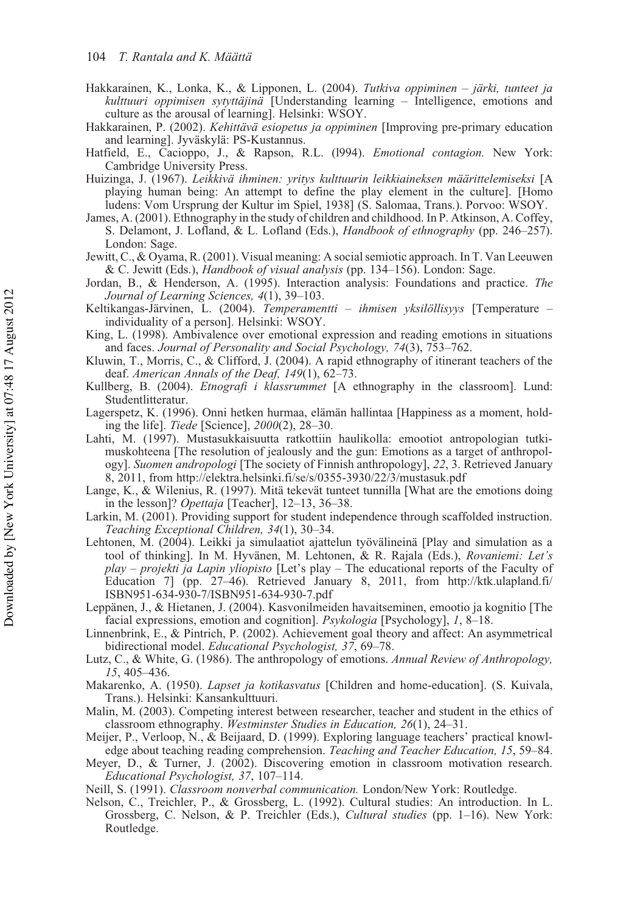Hakkarainen, K., Lonka, K., & Lipponen, L. (2004). *Tutkiva oppiminen – järki, tunteet ja kulttuuri oppimisen sytyttäjinä* [Understanding learning – Intelligence, emotions and culture as the arousal of learning]. Helsinki: WSOY.

Hakkarainen, P. (2002). *Kehittävä esiopetus ja oppiminen* [Improving pre-primary education and learning]. Jyväskylä: PS-Kustannus.

Hatfield, E., Cacioppo, J., & Rapson, R.L. (l994). *Emotional contagion.* New York: Cambridge University Press.

Huizinga, J. (1967). *Leikkivä ihminen: yritys kulttuurin leikkiaineksen määrittelemiseksi* [A playing human being: An attempt to define the play element in the culture]. [Homo ludens: Vom Ursprung der Kultur im Spiel, 1938] (S. Salomaa, Trans.). Porvoo: WSOY.

James, A. (2001). Ethnography in the study of children and childhood. In P. Atkinson, A. Coffey, S. Delamont, J. Lofland, & L. Lofland (Eds.), *Handbook of ethnography* (pp. 246–257). London: Sage.

Jewitt, C., & Oyama, R. (2001). Visual meaning: A social semiotic approach. In T. Van Leeuwen & C. Jewitt (Eds.), *Handbook of visual analysis* (pp. 134–156). London: Sage.

Jordan, B., & Henderson, A. (1995). Interaction analysis: Foundations and practice. *The Journal of Learning Sciences, 4*(1), 39–103.

Keltikangas-Järvinen, L. (2004). *Temperamentti – ihmisen yksilöllisyys* [Temperature – individuality of a person]. Helsinki: WSOY.

King, L. (1998). Ambivalence over emotional expression and reading emotions in situations and faces. *Journal of Personality and Social Psychology, 74*(3), 753–762.

Kluwin, T., Morris, C., & Clifford, J. (2004). A rapid ethnography of itinerant teachers of the deaf. *American Annals of the Deaf, 149*(1), 62–73.

Kullberg, B. (2004). *Etnografi i klassrummet* [A ethnography in the classroom]. Lund: Studentlitteratur.

Lagerspetz, K. (1996). Onni hetken hurmaa, elämän hallintaa [Happiness as a moment, holding the life]. *Tiede* [Science], *2000*(2), 28–30.

Lahti, M. (1997). Mustasukkaisuutta ratkottiin haulikolla: emootiot antropologian tutkimuskohteena [The resolution of jealously and the gun: Emotions as a target of anthropology]. *Suomen andropologi* [The society of Finnish anthropology], *22*, 3. Retrieved January 8, 2011, from http://elektra.helsinki.fi/se/s/0355-3930/22/3/mustasuk.pdf

Lange, K., & Wilenius, R. (1997). Mitä tekevät tunteet tunnilla [What are the emotions doing in the lesson]? *Opettaja* [Teacher], 12–13, 36–38.

Larkin, M. (2001). Providing support for student independence through scaffolded instruction. *Teaching Exceptional Children, 34*(1), 30–34.

Lehtonen, M. (2004). Leikki ja simulaatiot ajattelun työvälineinä [Play and simulation as a tool of thinking]. In M. Hyvänen, M. Lehtonen, & R. Rajala (Eds.), *Rovaniemi: Let's play – projekti ja Lapin yliopisto* [Let's play – The educational reports of the Faculty of Education 7] (pp. 27–46). Retrieved January 8, 2011, from http://ktk.ulapland.fi/ISBN951-634-930-7/ISBN951-634-930-7.pdf

Leppänen, J., & Hietanen, J. (2004). Kasvonilmeiden havaitseminen, emootio ja kognitio [The facial expressions, emotion and cognition]. *Psykologia* [Psychology], *1*, 8–18.

Linnenbrink, E., & Pintrich, P. (2002). Achievement goal theory and affect: An asymmetrical bidirectional model. *Educational Psychologist, 37*, 69–78.

Lutz, C., & White, G. (1986). The anthropology of emotions. *Annual Review of Anthropology, 15*, 405–436.

Makarenko, A. (1950). *Lapset ja kotikasvatus* [Children and home-education]. (S. Kuivala, Trans.). Helsinki: Kansankulttuuri.

Malin, M. (2003). Competing interest between researcher, teacher and student in the ethics of classroom ethnography. *Westminster Studies in Education, 26*(1), 24–31.

Meijer, P., Verloop, N., & Beijaard, D. (1999). Exploring language teachers' practical knowledge about teaching reading comprehension. *Teaching and Teacher Education, 15*, 59–84.

Meyer, D., & Turner, J. (2002). Discovering emotion in classroom motivation research. *Educational Psychologist, 37*, 107–114.

Neill, S. (1991). *Classroom nonverbal communication.* London/New York: Routledge.

Nelson, C., Treichler, P., & Grossberg, L. (1992). Cultural studies: An introduction. In L. Grossberg, C. Nelson, & P. Treichler (Eds.), *Cultural studies* (pp. 1–16). New York: Routledge.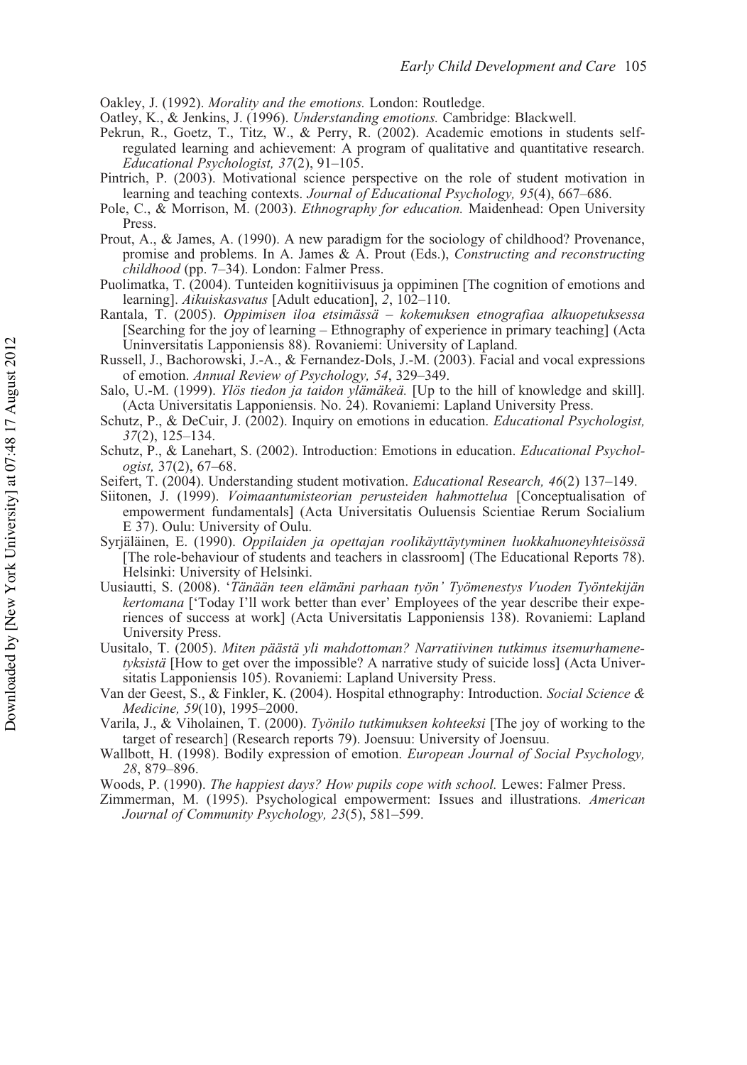Oakley, J. (1992). *Morality and the emotions.* London: Routledge.

Oatley, K., & Jenkins, J. (1996). *Understanding emotions.* Cambridge: Blackwell.

Pekrun, R., Goetz, T., Titz, W., & Perry, R. (2002). Academic emotions in students self-regulated learning and achievement: A program of qualitative and quantitative research. *Educational Psychologist, 37*(2), 91–105.

Pintrich, P. (2003). Motivational science perspective on the role of student motivation in learning and teaching contexts. *Journal of Educational Psychology, 95*(4), 667–686.

Pole, C., & Morrison, M. (2003). *Ethnography for education.* Maidenhead: Open University Press.

Prout, A., & James, A. (1990). A new paradigm for the sociology of childhood? Provenance, promise and problems. In A. James & A. Prout (Eds.), *Constructing and reconstructing childhood* (pp. 7–34). London: Falmer Press.

Puolimatka, T. (2004). Tunteiden kognitiivisuus ja oppiminen [The cognition of emotions and learning]. *Aikuiskasvatus* [Adult education], *2*, 102–110.

Rantala, T. (2005). *Oppimisen iloa etsimässä – kokemuksen etnografiaa alkuopetuksessa* [Searching for the joy of learning – Ethnography of experience in primary teaching] (Acta Uninversitatis Lapponiensis 88). Rovaniemi: University of Lapland.

Russell, J., Bachorowski, J.-A., & Fernandez-Dols, J.-M. (2003). Facial and vocal expressions of emotion. *Annual Review of Psychology, 54*, 329–349.

Salo, U.-M. (1999). *Ylös tiedon ja taidon ylämäkeä.* [Up to the hill of knowledge and skill]. (Acta Universitatis Lapponiensis. No. 24). Rovaniemi: Lapland University Press.

Schutz, P., & DeCuir, J. (2002). Inquiry on emotions in education. *Educational Psychologist, 37*(2), 125–134.

Schutz, P., & Lanehart, S. (2002). Introduction: Emotions in education. *Educational Psychologist,* 37(2), 67–68.

Seifert, T. (2004). Understanding student motivation. *Educational Research, 46*(2) 137–149.

Siitonen, J. (1999). *Voimaantumisteorian perusteiden hahmottelua* [Conceptualisation of empowerment fundamentals] (Acta Universitatis Ouluensis Scientiae Rerum Socialium E 37). Oulu: University of Oulu.

Syrjäläinen, E. (1990). *Oppilaiden ja opettajan roolikäyttäytyminen luokkahuoneyhteisössä* [The role-behaviour of students and teachers in classroom] (The Educational Reports 78). Helsinki: University of Helsinki.

Uusiautti, S. (2008). '*Tänään teen elämäni parhaan työn' Työmenestys Vuoden Työntekijän kertomana* ['Today I'll work better than ever' Employees of the year describe their experiences of success at work] (Acta Universitatis Lapponiensis 138). Rovaniemi: Lapland University Press.

Uusitalo, T. (2005). *Miten päästä yli mahdottoman? Narratiivinen tutkimus itsemurhamenetyksistä* [How to get over the impossible? A narrative study of suicide loss] (Acta Universitatis Lapponiensis 105). Rovaniemi: Lapland University Press.

Van der Geest, S., & Finkler, K. (2004). Hospital ethnography: Introduction. *Social Science & Medicine, 59*(10), 1995–2000.

Varila, J., & Viholainen, T. (2000). *Työnilo tutkimuksen kohteeksi* [The joy of working to the target of research] (Research reports 79). Joensuu: University of Joensuu.

Wallbott, H. (1998). Bodily expression of emotion. *European Journal of Social Psychology, 28*, 879–896.

Woods, P. (1990). *The happiest days? How pupils cope with school.* Lewes: Falmer Press.

Zimmerman, M. (1995). Psychological empowerment: Issues and illustrations. *American Journal of Community Psychology, 23*(5), 581–599.